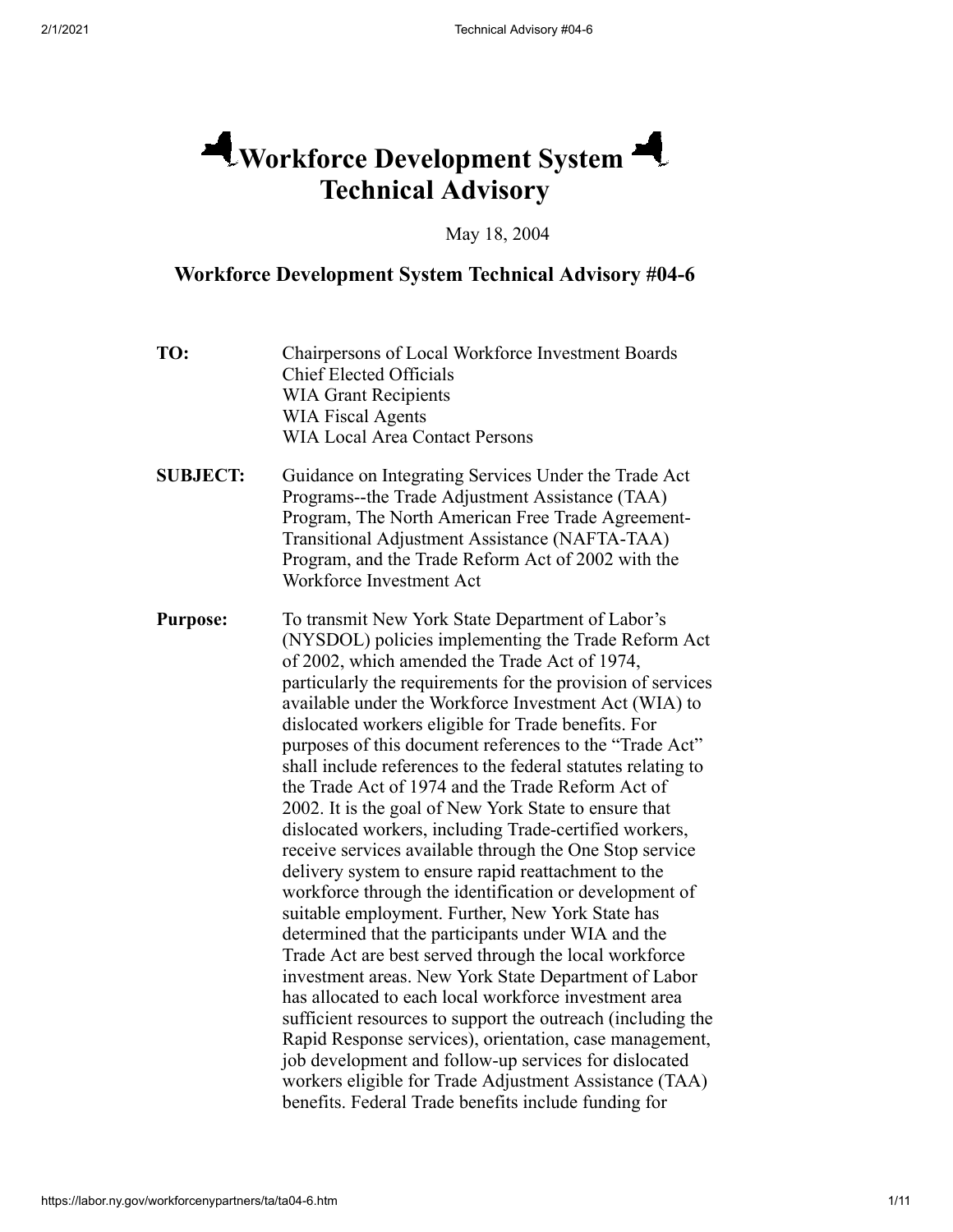# Workforce Development System Technical Advisory

May 18, 2004

## Workforce Development System Technical Advisory #04-6

**TO:** Chairpersons of Local Workforce Investment Boards
Chief Elected Officials
WIA Grant Recipients
WIA Fiscal Agents
WIA Local Area Contact Persons

**SUBJECT:** Guidance on Integrating Services Under the Trade Act Programs--the Trade Adjustment Assistance (TAA) Program, The North American Free Trade Agreement-Transitional Adjustment Assistance (NAFTA-TAA) Program, and the Trade Reform Act of 2002 with the Workforce Investment Act

**Purpose:** To transmit New York State Department of Labor's (NYSDOL) policies implementing the Trade Reform Act of 2002, which amended the Trade Act of 1974, particularly the requirements for the provision of services available under the Workforce Investment Act (WIA) to dislocated workers eligible for Trade benefits. For purposes of this document references to the "Trade Act" shall include references to the federal statutes relating to the Trade Act of 1974 and the Trade Reform Act of 2002. It is the goal of New York State to ensure that dislocated workers, including Trade-certified workers, receive services available through the One Stop service delivery system to ensure rapid reattachment to the workforce through the identification or development of suitable employment. Further, New York State has determined that the participants under WIA and the Trade Act are best served through the local workforce investment areas. New York State Department of Labor has allocated to each local workforce investment area sufficient resources to support the outreach (including the Rapid Response services), orientation, case management, job development and follow-up services for dislocated workers eligible for Trade Adjustment Assistance (TAA) benefits. Federal Trade benefits include funding for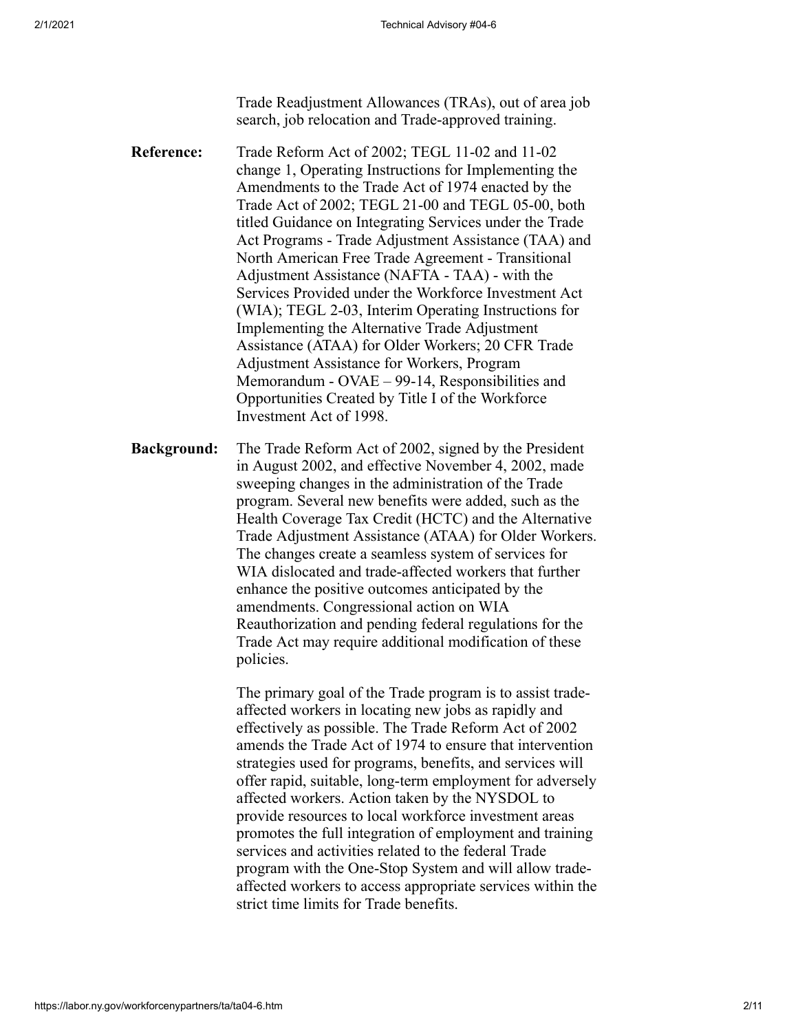Trade Readjustment Allowances (TRAs), out of area job search, job relocation and Trade-approved training.

**Reference:** Trade Reform Act of 2002; TEGL 11-02 and 11-02 change 1, Operating Instructions for Implementing the Amendments to the Trade Act of 1974 enacted by the Trade Act of 2002; TEGL 21-00 and TEGL 05-00, both titled Guidance on Integrating Services under the Trade Act Programs - Trade Adjustment Assistance (TAA) and North American Free Trade Agreement - Transitional Adjustment Assistance (NAFTA - TAA) - with the Services Provided under the Workforce Investment Act (WIA); TEGL 2-03, Interim Operating Instructions for Implementing the Alternative Trade Adjustment Assistance (ATAA) for Older Workers; 20 CFR Trade Adjustment Assistance for Workers, Program Memorandum - OVAE – 99-14, Responsibilities and Opportunities Created by Title I of the Workforce Investment Act of 1998.

**Background:** The Trade Reform Act of 2002, signed by the President in August 2002, and effective November 4, 2002, made sweeping changes in the administration of the Trade program. Several new benefits were added, such as the Health Coverage Tax Credit (HCTC) and the Alternative Trade Adjustment Assistance (ATAA) for Older Workers. The changes create a seamless system of services for WIA dislocated and trade-affected workers that further enhance the positive outcomes anticipated by the amendments. Congressional action on WIA Reauthorization and pending federal regulations for the Trade Act may require additional modification of these policies.

The primary goal of the Trade program is to assist trade-affected workers in locating new jobs as rapidly and effectively as possible. The Trade Reform Act of 2002 amends the Trade Act of 1974 to ensure that intervention strategies used for programs, benefits, and services will offer rapid, suitable, long-term employment for adversely affected workers. Action taken by the NYSDOL to provide resources to local workforce investment areas promotes the full integration of employment and training services and activities related to the federal Trade program with the One-Stop System and will allow trade-affected workers to access appropriate services within the strict time limits for Trade benefits.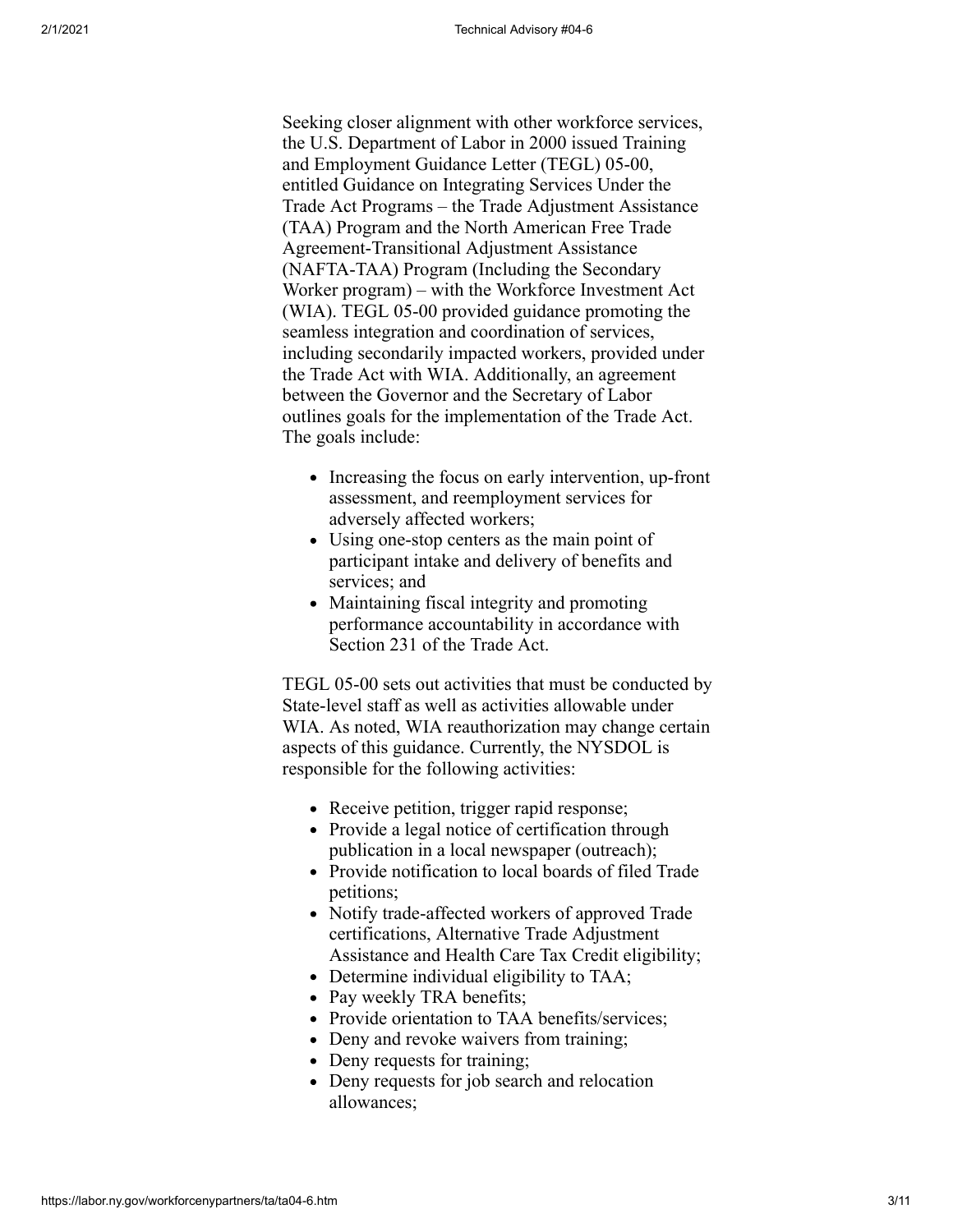Seeking closer alignment with other workforce services, the U.S. Department of Labor in 2000 issued Training and Employment Guidance Letter (TEGL) 05-00, entitled Guidance on Integrating Services Under the Trade Act Programs – the Trade Adjustment Assistance (TAA) Program and the North American Free Trade Agreement-Transitional Adjustment Assistance (NAFTA-TAA) Program (Including the Secondary Worker program) – with the Workforce Investment Act (WIA). TEGL 05-00 provided guidance promoting the seamless integration and coordination of services, including secondarily impacted workers, provided under the Trade Act with WIA. Additionally, an agreement between the Governor and the Secretary of Labor outlines goals for the implementation of the Trade Act. The goals include:

- Increasing the focus on early intervention, up-front assessment, and reemployment services for adversely affected workers;
- Using one-stop centers as the main point of participant intake and delivery of benefits and services; and
- Maintaining fiscal integrity and promoting performance accountability in accordance with Section 231 of the Trade Act.

TEGL 05-00 sets out activities that must be conducted by State-level staff as well as activities allowable under WIA. As noted, WIA reauthorization may change certain aspects of this guidance. Currently, the NYSDOL is responsible for the following activities:

- Receive petition, trigger rapid response;
- Provide a legal notice of certification through publication in a local newspaper (outreach);
- Provide notification to local boards of filed Trade petitions;
- Notify trade-affected workers of approved Trade certifications, Alternative Trade Adjustment Assistance and Health Care Tax Credit eligibility;
- Determine individual eligibility to TAA;
- Pay weekly TRA benefits;
- Provide orientation to TAA benefits/services;
- Deny and revoke waivers from training;
- Deny requests for training;
- Deny requests for job search and relocation allowances;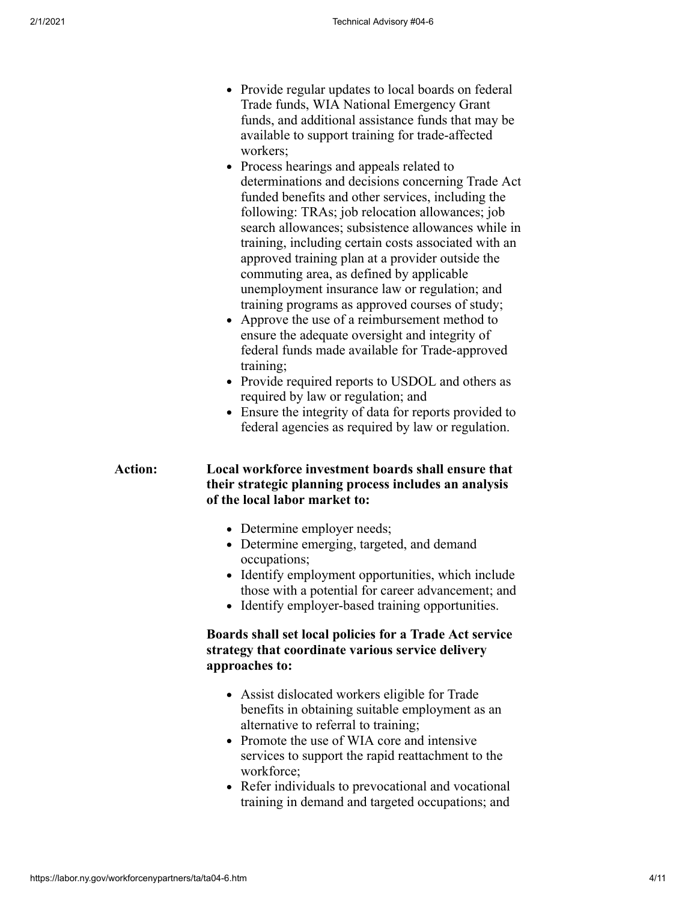- Provide regular updates to local boards on federal Trade funds, WIA National Emergency Grant funds, and additional assistance funds that may be available to support training for trade-affected workers;
- Process hearings and appeals related to determinations and decisions concerning Trade Act funded benefits and other services, including the following: TRAs; job relocation allowances; job search allowances; subsistence allowances while in training, including certain costs associated with an approved training plan at a provider outside the commuting area, as defined by applicable unemployment insurance law or regulation; and training programs as approved courses of study;
- Approve the use of a reimbursement method to ensure the adequate oversight and integrity of federal funds made available for Trade-approved training;
- Provide required reports to USDOL and others as required by law or regulation; and
- Ensure the integrity of data for reports provided to federal agencies as required by law or regulation.

**Action:** **Local workforce investment boards shall ensure that their strategic planning process includes an analysis of the local labor market to:**

- Determine employer needs;
- Determine emerging, targeted, and demand occupations;
- Identify employment opportunities, which include those with a potential for career advancement; and
- Identify employer-based training opportunities.

**Boards shall set local policies for a Trade Act service strategy that coordinate various service delivery approaches to:**

- Assist dislocated workers eligible for Trade benefits in obtaining suitable employment as an alternative to referral to training;
- Promote the use of WIA core and intensive services to support the rapid reattachment to the workforce;
- Refer individuals to prevocational and vocational training in demand and targeted occupations; and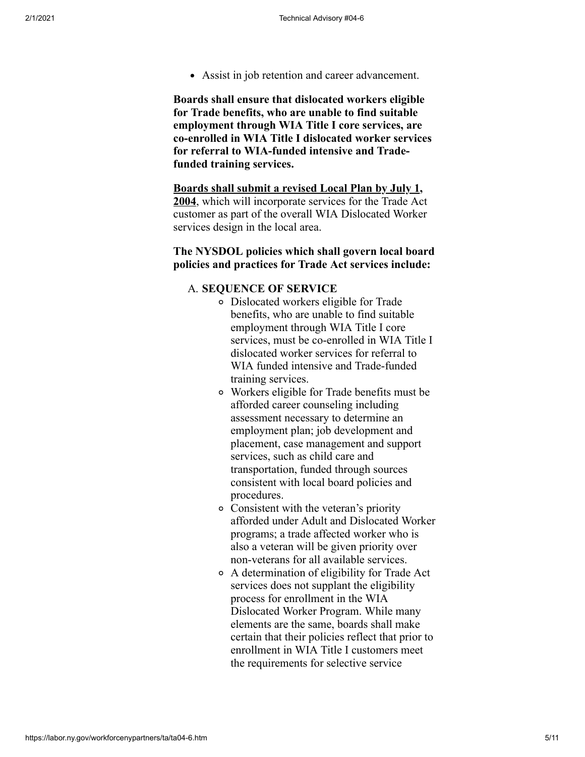- Assist in job retention and career advancement.

**Boards shall ensure that dislocated workers eligible for Trade benefits, who are unable to find suitable employment through WIA Title I core services, are co-enrolled in WIA Title I dislocated worker services for referral to WIA-funded intensive and Trade-funded training services.**

**<u>Boards shall submit a revised Local Plan by July 1, 2004</u>**, which will incorporate services for the Trade Act customer as part of the overall WIA Dislocated Worker services design in the local area.

**The NYSDOL policies which shall govern local board policies and practices for Trade Act services include:**

A. **SEQUENCE OF SERVICE**
   - Dislocated workers eligible for Trade benefits, who are unable to find suitable employment through WIA Title I core services, must be co-enrolled in WIA Title I dislocated worker services for referral to WIA funded intensive and Trade-funded training services.
   - Workers eligible for Trade benefits must be afforded career counseling including assessment necessary to determine an employment plan; job development and placement, case management and support services, such as child care and transportation, funded through sources consistent with local board policies and procedures.
   - Consistent with the veteran's priority afforded under Adult and Dislocated Worker programs; a trade affected worker who is also a veteran will be given priority over non-veterans for all available services.
   - A determination of eligibility for Trade Act services does not supplant the eligibility process for enrollment in the WIA Dislocated Worker Program. While many elements are the same, boards shall make certain that their policies reflect that prior to enrollment in WIA Title I customers meet the requirements for selective service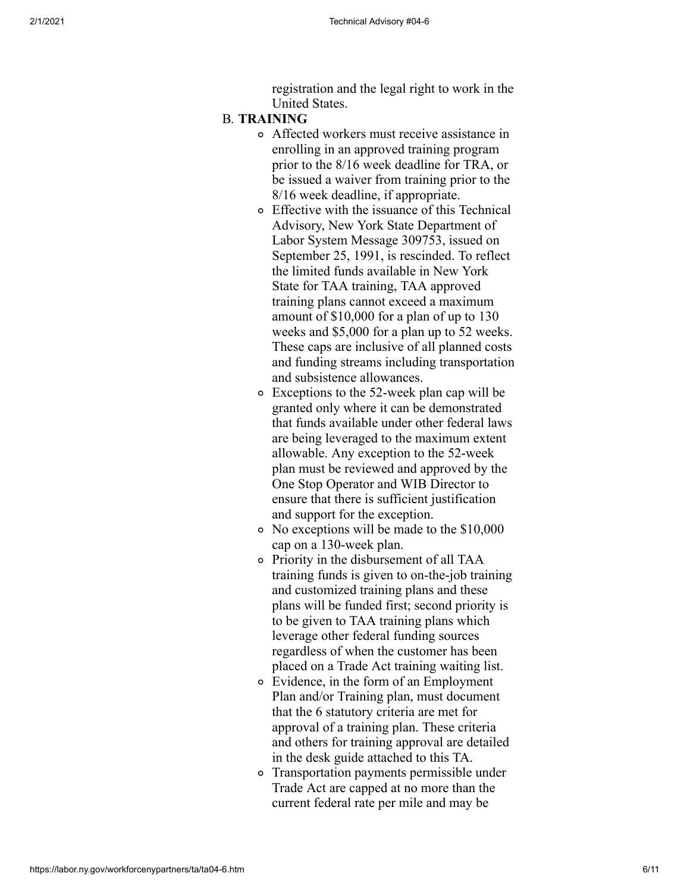registration and the legal right to work in the United States.

B. **TRAINING**

- Affected workers must receive assistance in enrolling in an approved training program prior to the 8/16 week deadline for TRA, or be issued a waiver from training prior to the 8/16 week deadline, if appropriate.
- Effective with the issuance of this Technical Advisory, New York State Department of Labor System Message 309753, issued on September 25, 1991, is rescinded. To reflect the limited funds available in New York State for TAA training, TAA approved training plans cannot exceed a maximum amount of $10,000 for a plan of up to 130 weeks and $5,000 for a plan up to 52 weeks. These caps are inclusive of all planned costs and funding streams including transportation and subsistence allowances.
- Exceptions to the 52-week plan cap will be granted only where it can be demonstrated that funds available under other federal laws are being leveraged to the maximum extent allowable. Any exception to the 52-week plan must be reviewed and approved by the One Stop Operator and WIB Director to ensure that there is sufficient justification and support for the exception.
- No exceptions will be made to the $10,000 cap on a 130-week plan.
- Priority in the disbursement of all TAA training funds is given to on-the-job training and customized training plans and these plans will be funded first; second priority is to be given to TAA training plans which leverage other federal funding sources regardless of when the customer has been placed on a Trade Act training waiting list.
- Evidence, in the form of an Employment Plan and/or Training plan, must document that the 6 statutory criteria are met for approval of a training plan. These criteria and others for training approval are detailed in the desk guide attached to this TA.
- Transportation payments permissible under Trade Act are capped at no more than the current federal rate per mile and may be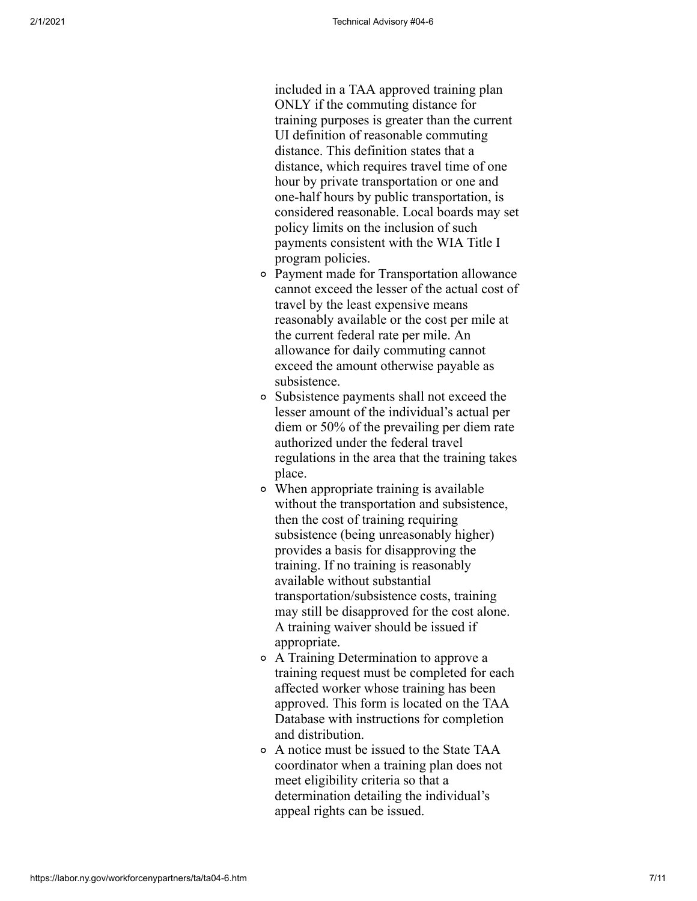included in a TAA approved training plan ONLY if the commuting distance for training purposes is greater than the current UI definition of reasonable commuting distance. This definition states that a distance, which requires travel time of one hour by private transportation or one and one-half hours by public transportation, is considered reasonable. Local boards may set policy limits on the inclusion of such payments consistent with the WIA Title I program policies.

- Payment made for Transportation allowance cannot exceed the lesser of the actual cost of travel by the least expensive means reasonably available or the cost per mile at the current federal rate per mile. An allowance for daily commuting cannot exceed the amount otherwise payable as subsistence.
- Subsistence payments shall not exceed the lesser amount of the individual's actual per diem or 50% of the prevailing per diem rate authorized under the federal travel regulations in the area that the training takes place.
- When appropriate training is available without the transportation and subsistence, then the cost of training requiring subsistence (being unreasonably higher) provides a basis for disapproving the training. If no training is reasonably available without substantial transportation/subsistence costs, training may still be disapproved for the cost alone. A training waiver should be issued if appropriate.
- A Training Determination to approve a training request must be completed for each affected worker whose training has been approved. This form is located on the TAA Database with instructions for completion and distribution.
- A notice must be issued to the State TAA coordinator when a training plan does not meet eligibility criteria so that a determination detailing the individual's appeal rights can be issued.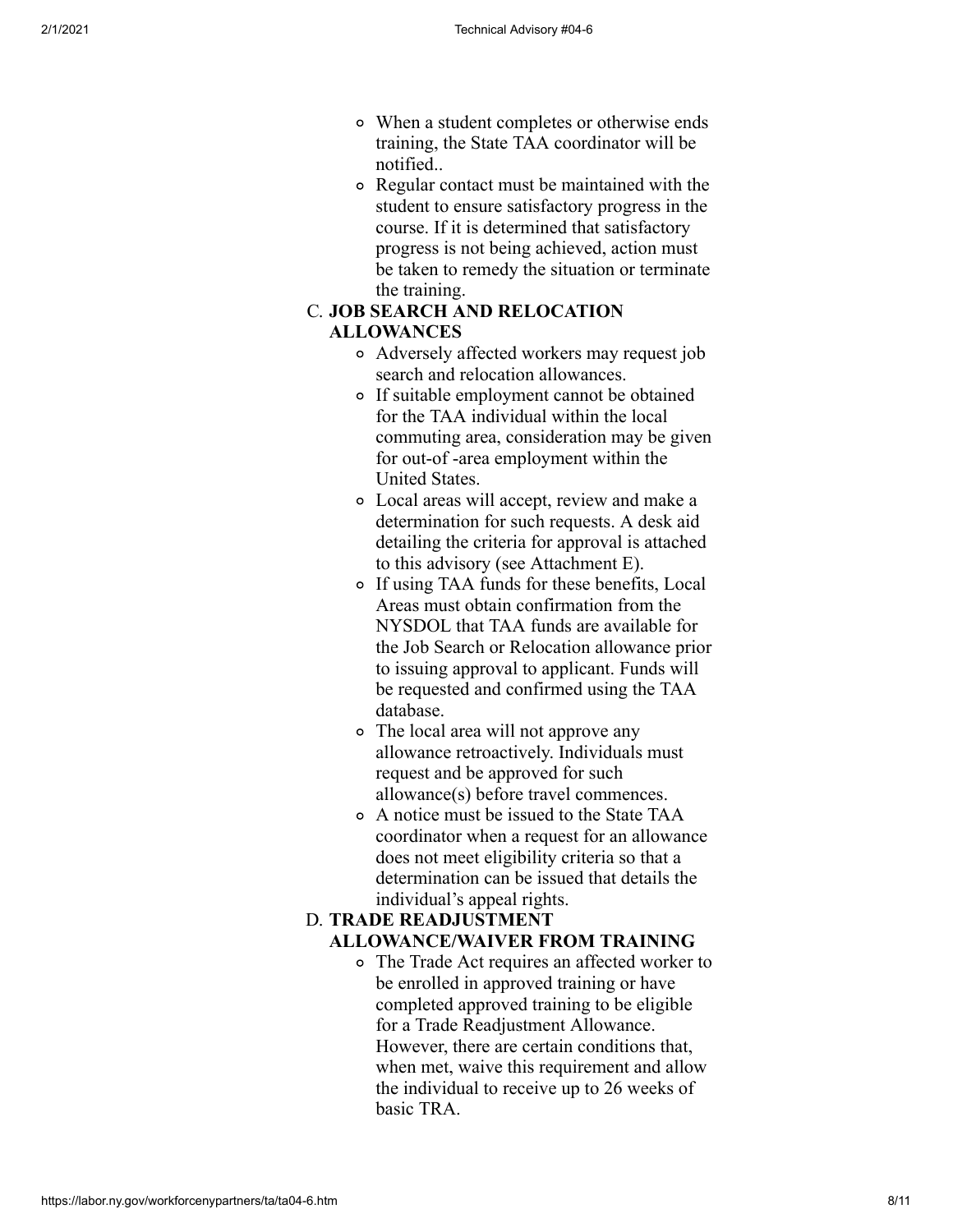- When a student completes or otherwise ends training, the State TAA coordinator will be notified..
- Regular contact must be maintained with the student to ensure satisfactory progress in the course. If it is determined that satisfactory progress is not being achieved, action must be taken to remedy the situation or terminate the training.

C. **JOB SEARCH AND RELOCATION ALLOWANCES**

- Adversely affected workers may request job search and relocation allowances.
- If suitable employment cannot be obtained for the TAA individual within the local commuting area, consideration may be given for out-of -area employment within the United States.
- Local areas will accept, review and make a determination for such requests. A desk aid detailing the criteria for approval is attached to this advisory (see Attachment E).
- If using TAA funds for these benefits, Local Areas must obtain confirmation from the NYSDOL that TAA funds are available for the Job Search or Relocation allowance prior to issuing approval to applicant. Funds will be requested and confirmed using the TAA database.
- The local area will not approve any allowance retroactively. Individuals must request and be approved for such allowance(s) before travel commences.
- A notice must be issued to the State TAA coordinator when a request for an allowance does not meet eligibility criteria so that a determination can be issued that details the individual's appeal rights.

D. **TRADE READJUSTMENT ALLOWANCE/WAIVER FROM TRAINING**

- The Trade Act requires an affected worker to be enrolled in approved training or have completed approved training to be eligible for a Trade Readjustment Allowance. However, there are certain conditions that, when met, waive this requirement and allow the individual to receive up to 26 weeks of basic TRA.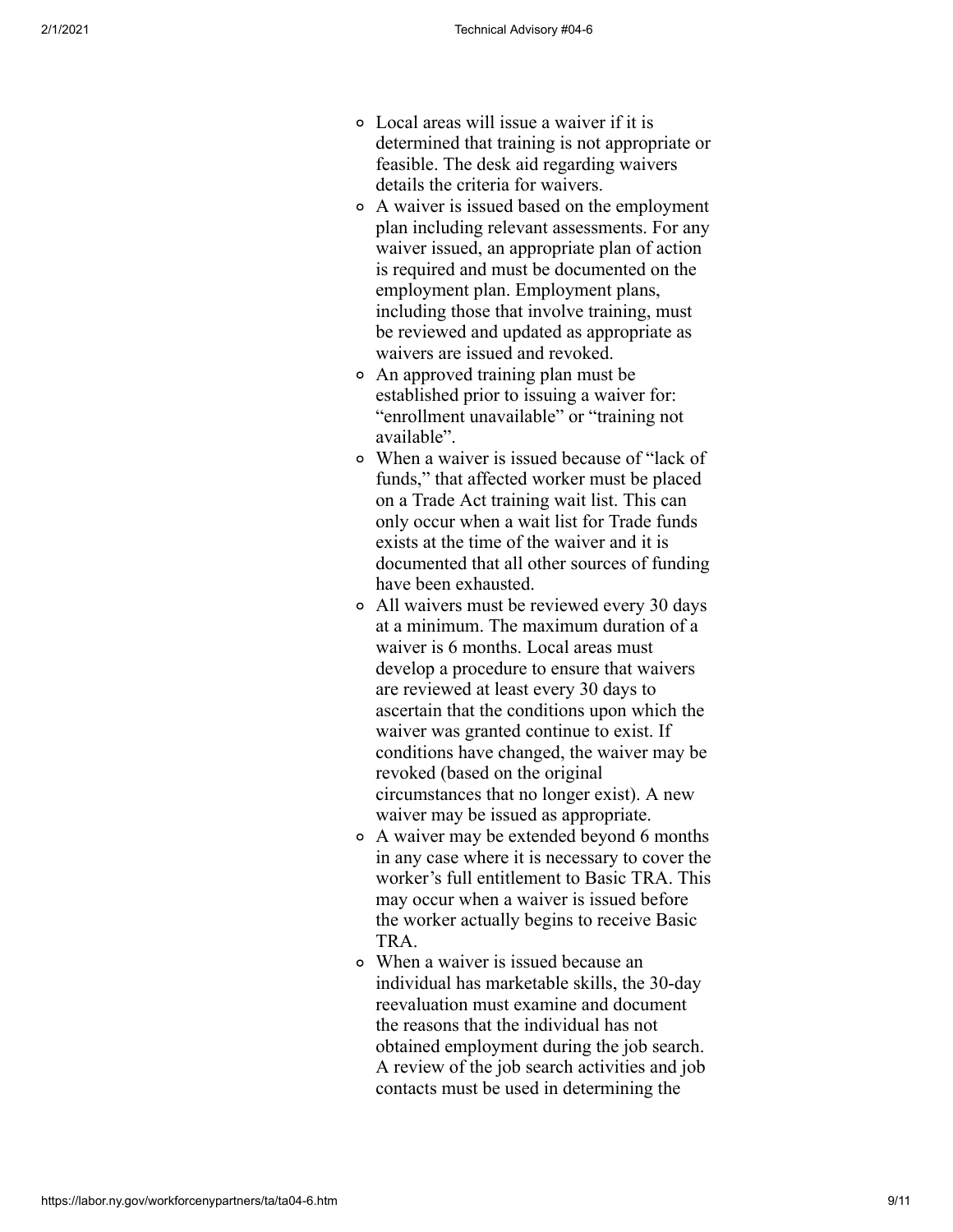- Local areas will issue a waiver if it is determined that training is not appropriate or feasible. The desk aid regarding waivers details the criteria for waivers.
- A waiver is issued based on the employment plan including relevant assessments. For any waiver issued, an appropriate plan of action is required and must be documented on the employment plan. Employment plans, including those that involve training, must be reviewed and updated as appropriate as waivers are issued and revoked.
- An approved training plan must be established prior to issuing a waiver for: "enrollment unavailable" or "training not available".
- When a waiver is issued because of "lack of funds," that affected worker must be placed on a Trade Act training wait list. This can only occur when a wait list for Trade funds exists at the time of the waiver and it is documented that all other sources of funding have been exhausted.
- All waivers must be reviewed every 30 days at a minimum. The maximum duration of a waiver is 6 months. Local areas must develop a procedure to ensure that waivers are reviewed at least every 30 days to ascertain that the conditions upon which the waiver was granted continue to exist. If conditions have changed, the waiver may be revoked (based on the original circumstances that no longer exist). A new waiver may be issued as appropriate.
- A waiver may be extended beyond 6 months in any case where it is necessary to cover the worker's full entitlement to Basic TRA. This may occur when a waiver is issued before the worker actually begins to receive Basic TRA.
- When a waiver is issued because an individual has marketable skills, the 30-day reevaluation must examine and document the reasons that the individual has not obtained employment during the job search. A review of the job search activities and job contacts must be used in determining the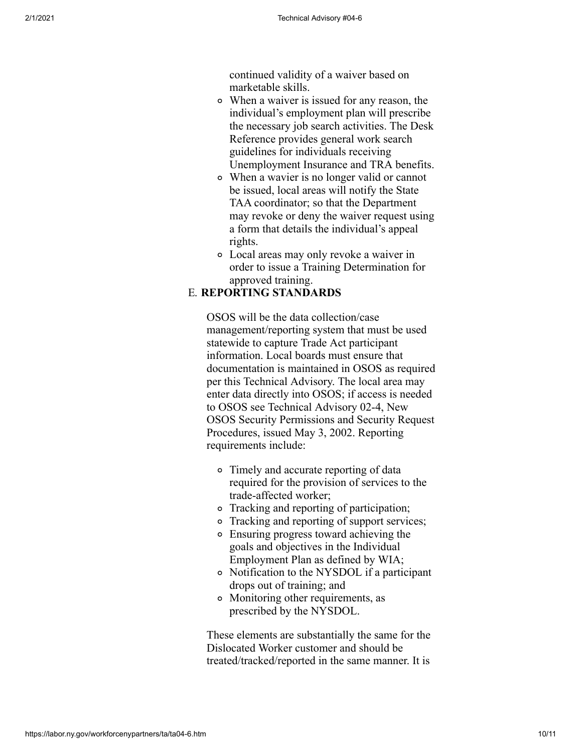continued validity of a waiver based on marketable skills.

- When a waiver is issued for any reason, the individual's employment plan will prescribe the necessary job search activities. The Desk Reference provides general work search guidelines for individuals receiving Unemployment Insurance and TRA benefits.
- When a wavier is no longer valid or cannot be issued, local areas will notify the State TAA coordinator; so that the Department may revoke or deny the waiver request using a form that details the individual's appeal rights.
- Local areas may only revoke a waiver in order to issue a Training Determination for approved training.

E. **REPORTING STANDARDS**

OSOS will be the data collection/case management/reporting system that must be used statewide to capture Trade Act participant information. Local boards must ensure that documentation is maintained in OSOS as required per this Technical Advisory. The local area may enter data directly into OSOS; if access is needed to OSOS see Technical Advisory 02-4, New OSOS Security Permissions and Security Request Procedures, issued May 3, 2002. Reporting requirements include:

- Timely and accurate reporting of data required for the provision of services to the trade-affected worker;
- Tracking and reporting of participation;
- Tracking and reporting of support services;
- Ensuring progress toward achieving the goals and objectives in the Individual Employment Plan as defined by WIA;
- Notification to the NYSDOL if a participant drops out of training; and
- Monitoring other requirements, as prescribed by the NYSDOL.

These elements are substantially the same for the Dislocated Worker customer and should be treated/tracked/reported in the same manner. It is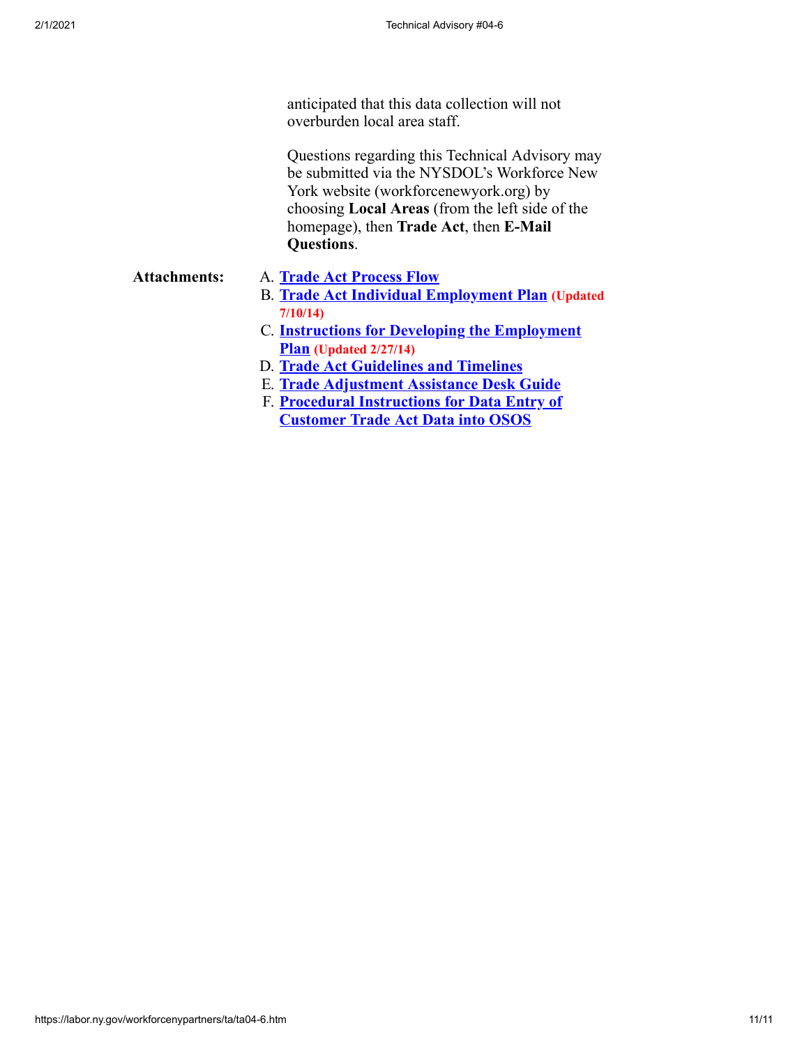anticipated that this data collection will not overburden local area staff.

Questions regarding this Technical Advisory may be submitted via the NYSDOL's Workforce New York website (workforcenewyork.org) by choosing **Local Areas** (from the left side of the homepage), then **Trade Act**, then **E-Mail Questions**.

**Attachments:**

A. **Trade Act Process Flow**
B. **Trade Act Individual Employment Plan** **(Updated 7/10/14)**
C. **Instructions for Developing the Employment Plan** **(Updated 2/27/14)**
D. **Trade Act Guidelines and Timelines**
E. **Trade Adjustment Assistance Desk Guide**
F. **Procedural Instructions for Data Entry of Customer Trade Act Data into OSOS**